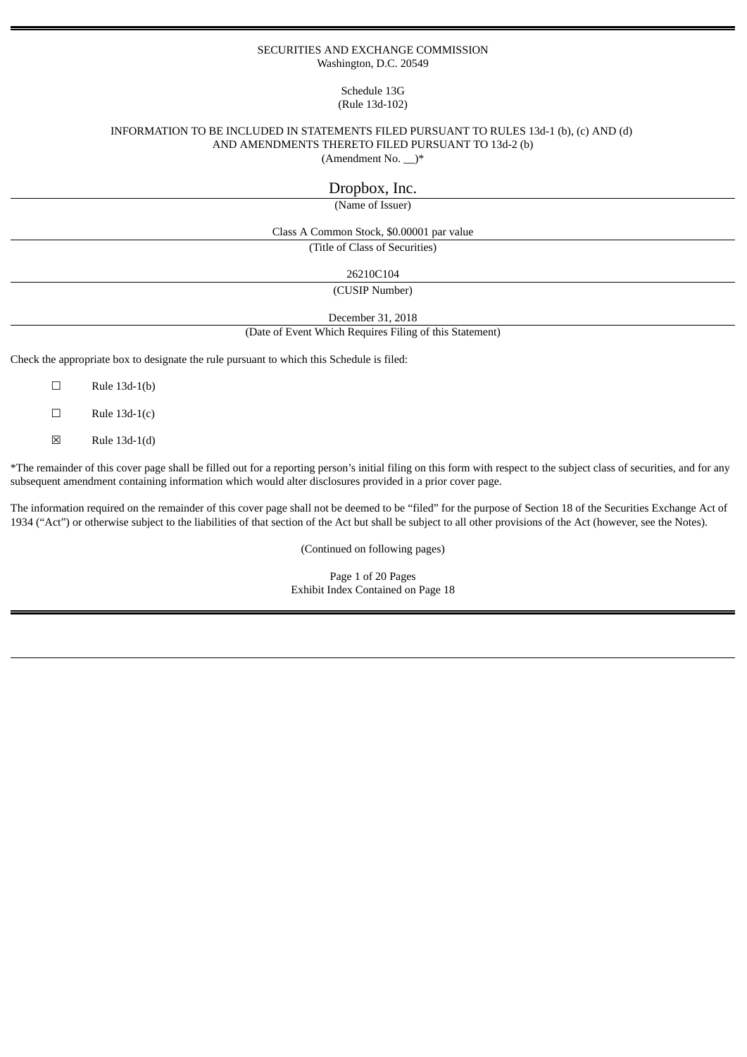SECURITIES AND EXCHANGE COMMISSION
Washington, D.C. 20549

Schedule 13G
(Rule 13d-102)

INFORMATION TO BE INCLUDED IN STATEMENTS FILED PURSUANT TO RULES 13d-1 (b), (c) AND (d)
AND AMENDMENTS THERETO FILED PURSUANT TO 13d-2 (b)
(Amendment No. __)*

Dropbox, Inc.
(Name of Issuer)

Class A Common Stock, $0.00001 par value
(Title of Class of Securities)

26210C104
(CUSIP Number)

December 31, 2018
(Date of Event Which Requires Filing of this Statement)

Check the appropriate box to designate the rule pursuant to which this Schedule is filed:

☐ Rule 13d-1(b)

☐ Rule 13d-1(c)

☒ Rule 13d-1(d)

*The remainder of this cover page shall be filled out for a reporting person's initial filing on this form with respect to the subject class of securities, and for any subsequent amendment containing information which would alter disclosures provided in a prior cover page.

The information required on the remainder of this cover page shall not be deemed to be "filed" for the purpose of Section 18 of the Securities Exchange Act of 1934 ("Act") or otherwise subject to the liabilities of that section of the Act but shall be subject to all other provisions of the Act (however, see the Notes).

(Continued on following pages)

Exhibit Index Contained on Page 18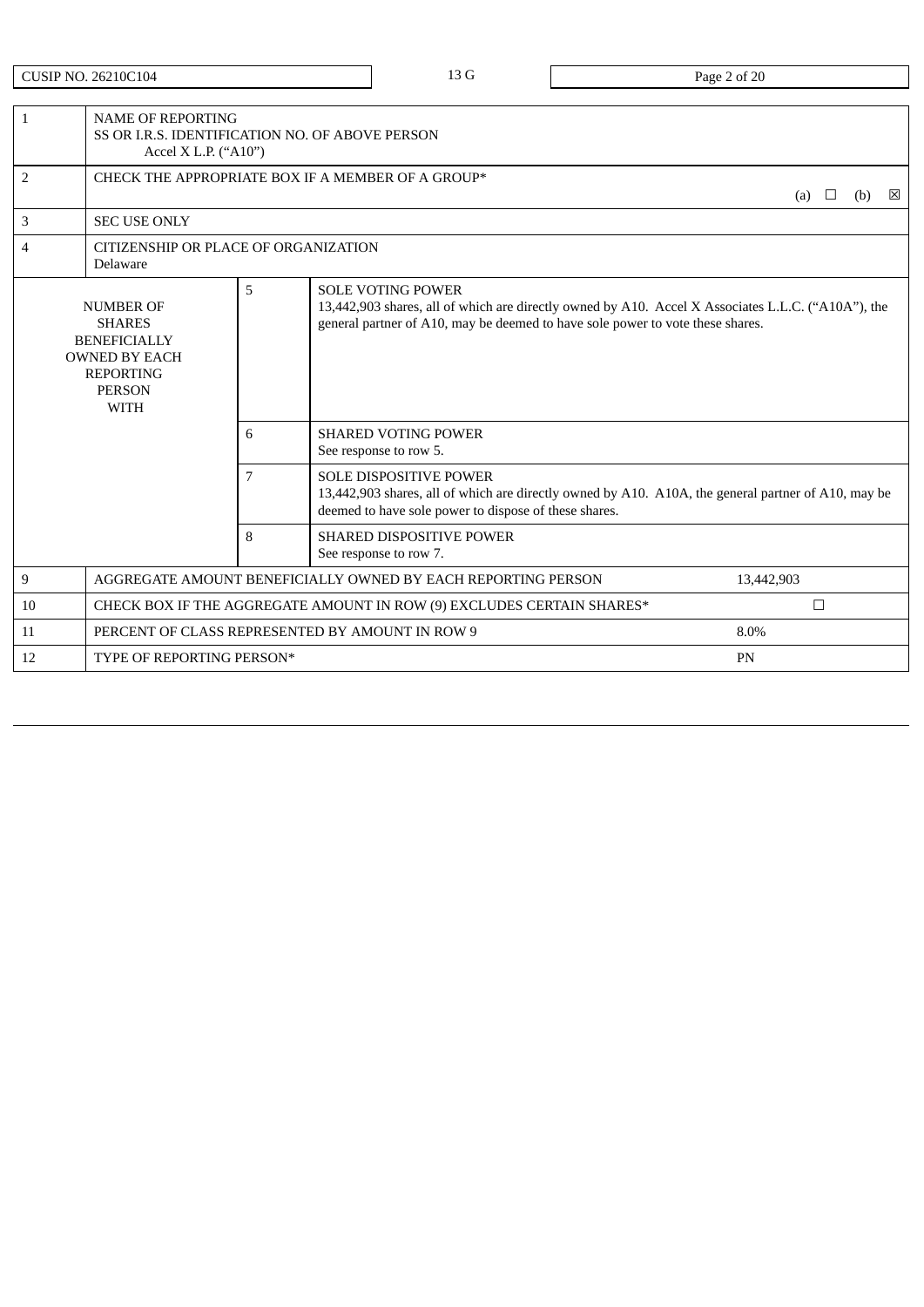CUSIP NO. 26210C104 | 13 G

| | | | |
|---|---|---|---|
| 1 | NAME OF REPORTING<br>SS OR I.R.S. IDENTIFICATION NO. OF ABOVE PERSON<br>Accel X L.P. (“A10”) | | |
| 2 | CHECK THE APPROPRIATE BOX IF A MEMBER OF A GROUP*<br>(a) ☐ (b) ☒ | | |
| 3 | SEC USE ONLY | | |
| 4 | CITIZENSHIP OR PLACE OF ORGANIZATION<br>Delaware | | |
| NUMBER OF SHARES BENEFICIALLY OWNED BY EACH REPORTING PERSON WITH | 5 | SOLE VOTING POWER<br>13,442,903 shares, all of which are directly owned by A10. Accel X Associates L.L.C. (“A10A”), the general partner of A10, may be deemed to have sole power to vote these shares. | |
| | 6 | SHARED VOTING POWER<br>See response to row 5. | |
| | 7 | SOLE DISPOSITIVE POWER<br>13,442,903 shares, all of which are directly owned by A10. A10A, the general partner of A10, may be deemed to have sole power to dispose of these shares. | |
| | 8 | SHARED DISPOSITIVE POWER<br>See response to row 7. | |
| 9 | AGGREGATE AMOUNT BENEFICIALLY OWNED BY EACH REPORTING PERSON | | 13,442,903 |
| 10 | CHECK BOX IF THE AGGREGATE AMOUNT IN ROW (9) EXCLUDES CERTAIN SHARES* | | ☐ |
| 11 | PERCENT OF CLASS REPRESENTED BY AMOUNT IN ROW 9 | | 8.0% |
| 12 | TYPE OF REPORTING PERSON* | | PN |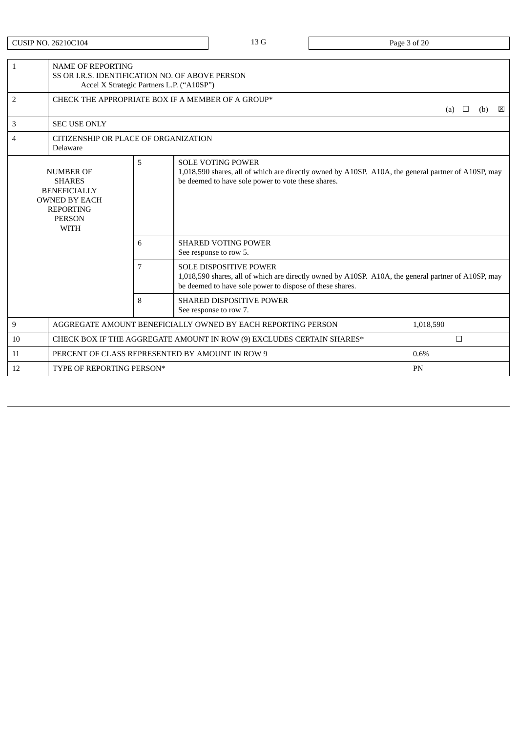CUSIP NO. 26210C104 | 13 G

| | | | |
|---|---|---|---|
| 1 | NAME OF REPORTING<br>SS OR I.R.S. IDENTIFICATION NO. OF ABOVE PERSON<br>Accel X Strategic Partners L.P. (“A10SP”) | | |
| 2 | CHECK THE APPROPRIATE BOX IF A MEMBER OF A GROUP* (a) ☐ (b) ☒ | | |
| 3 | SEC USE ONLY | | |
| 4 | CITIZENSHIP OR PLACE OF ORGANIZATION<br>Delaware | | |
| NUMBER OF SHARES BENEFICIALLY OWNED BY EACH REPORTING PERSON WITH | 5 | SOLE VOTING POWER<br>1,018,590 shares, all of which are directly owned by A10SP. A10A, the general partner of A10SP, may be deemed to have sole power to vote these shares. | |
| | 6 | SHARED VOTING POWER<br>See response to row 5. | |
| | 7 | SOLE DISPOSITIVE POWER<br>1,018,590 shares, all of which are directly owned by A10SP. A10A, the general partner of A10SP, may be deemed to have sole power to dispose of these shares. | |
| | 8 | SHARED DISPOSITIVE POWER<br>See response to row 7. | |
| 9 | AGGREGATE AMOUNT BENEFICIALLY OWNED BY EACH REPORTING PERSON | | 1,018,590 |
| 10 | CHECK BOX IF THE AGGREGATE AMOUNT IN ROW (9) EXCLUDES CERTAIN SHARES* | | ☐ |
| 11 | PERCENT OF CLASS REPRESENTED BY AMOUNT IN ROW 9 | | 0.6% |
| 12 | TYPE OF REPORTING PERSON* | | PN |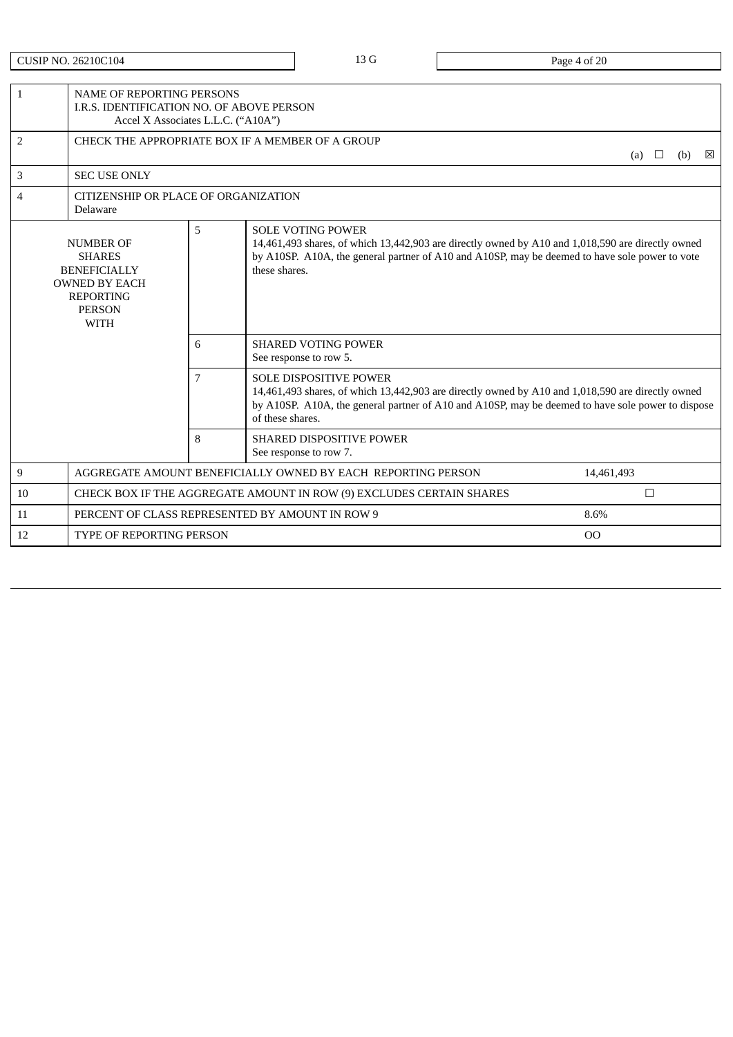| | | | |
|---|---|---|---|
| 1 | NAME OF REPORTING PERSONS<br>I.R.S. IDENTIFICATION NO. OF ABOVE PERSON<br>Accel X Associates L.L.C. (“A10A”) | | |
| 2 | CHECK THE APPROPRIATE BOX IF A MEMBER OF A GROUP (a) ☐ (b) ☒ | | |
| 3 | SEC USE ONLY | | |
| 4 | CITIZENSHIP OR PLACE OF ORGANIZATION<br>Delaware | | |
| NUMBER OF SHARES BENEFICIALLY OWNED BY EACH REPORTING PERSON WITH | 5 | SOLE VOTING POWER<br>14,461,493 shares, of which 13,442,903 are directly owned by A10 and 1,018,590 are directly owned by A10SP. A10A, the general partner of A10 and A10SP, may be deemed to have sole power to vote these shares. | |
| | 6 | SHARED VOTING POWER<br>See response to row 5. | |
| | 7 | SOLE DISPOSITIVE POWER<br>14,461,493 shares, of which 13,442,903 are directly owned by A10 and 1,018,590 are directly owned by A10SP. A10A, the general partner of A10 and A10SP, may be deemed to have sole power to dispose of these shares. | |
| | 8 | SHARED DISPOSITIVE POWER<br>See response to row 7. | |
| 9 | AGGREGATE AMOUNT BENEFICIALLY OWNED BY EACH REPORTING PERSON | | 14,461,493 |
| 10 | CHECK BOX IF THE AGGREGATE AMOUNT IN ROW (9) EXCLUDES CERTAIN SHARES | | ☐ |
| 11 | PERCENT OF CLASS REPRESENTED BY AMOUNT IN ROW 9 | | 8.6% |
| 12 | TYPE OF REPORTING PERSON | | OO |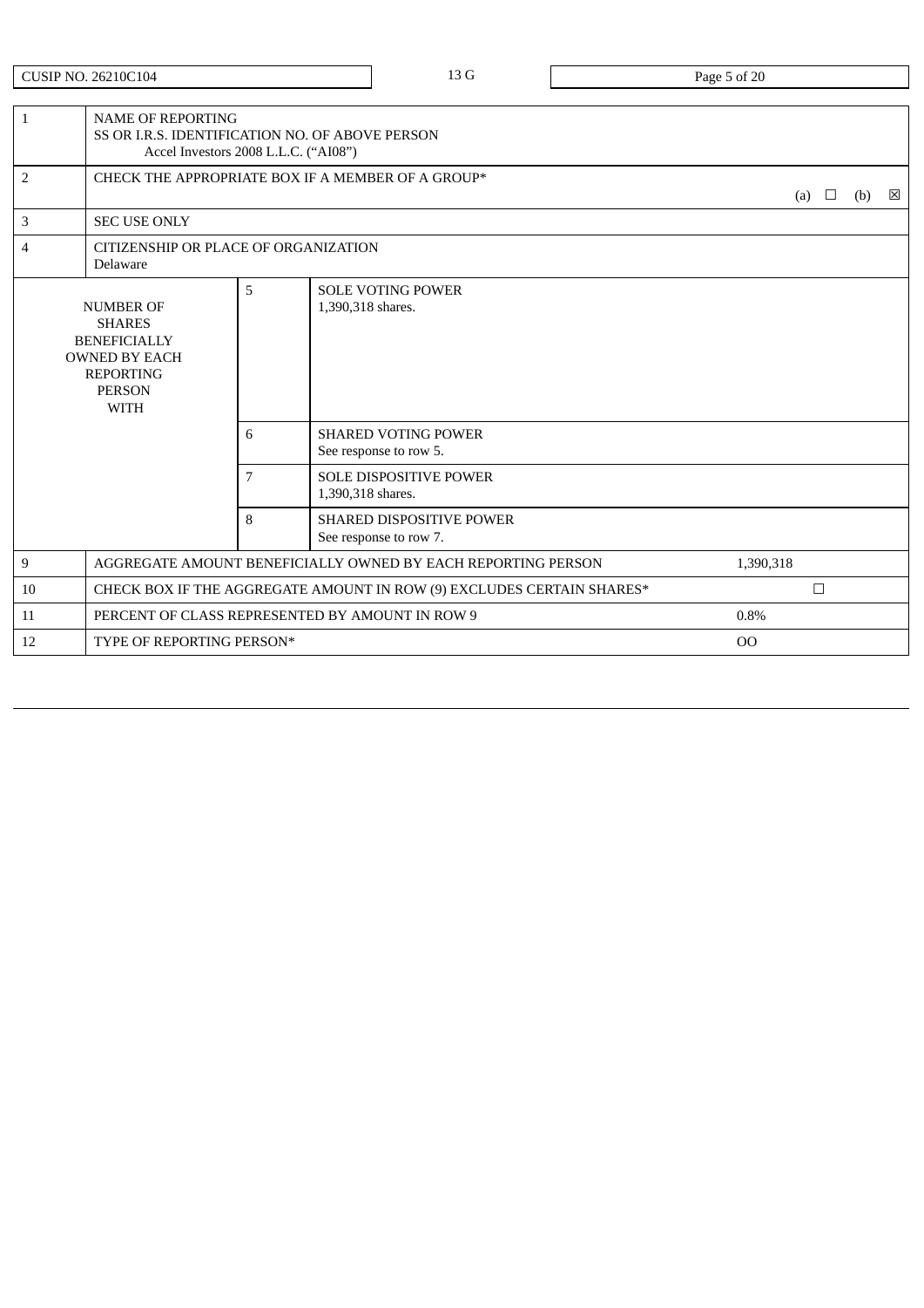| CUSIP NO. 26210C104 | 13 G | |
|---|---|---|

| | | | |
|---|---|---|---|
| 1 | NAME OF REPORTING<br>SS OR I.R.S. IDENTIFICATION NO. OF ABOVE PERSON<br>Accel Investors 2008 L.L.C. ("AI08") | | |
| 2 | CHECK THE APPROPRIATE BOX IF A MEMBER OF A GROUP* | | (a) ☐ (b) ☒ |
| 3 | SEC USE ONLY | | |
| 4 | CITIZENSHIP OR PLACE OF ORGANIZATION<br>Delaware | | |
| NUMBER OF SHARES BENEFICIALLY OWNED BY EACH REPORTING PERSON WITH | 5 | SOLE VOTING POWER<br>1,390,318 shares. | |
| | 6 | SHARED VOTING POWER<br>See response to row 5. | |
| | 7 | SOLE DISPOSITIVE POWER<br>1,390,318 shares. | |
| | 8 | SHARED DISPOSITIVE POWER<br>See response to row 7. | |
| 9 | AGGREGATE AMOUNT BENEFICIALLY OWNED BY EACH REPORTING PERSON | | 1,390,318 |
| 10 | CHECK BOX IF THE AGGREGATE AMOUNT IN ROW (9) EXCLUDES CERTAIN SHARES* | | ☐ |
| 11 | PERCENT OF CLASS REPRESENTED BY AMOUNT IN ROW 9 | | 0.8% |
| 12 | TYPE OF REPORTING PERSON* | | OO |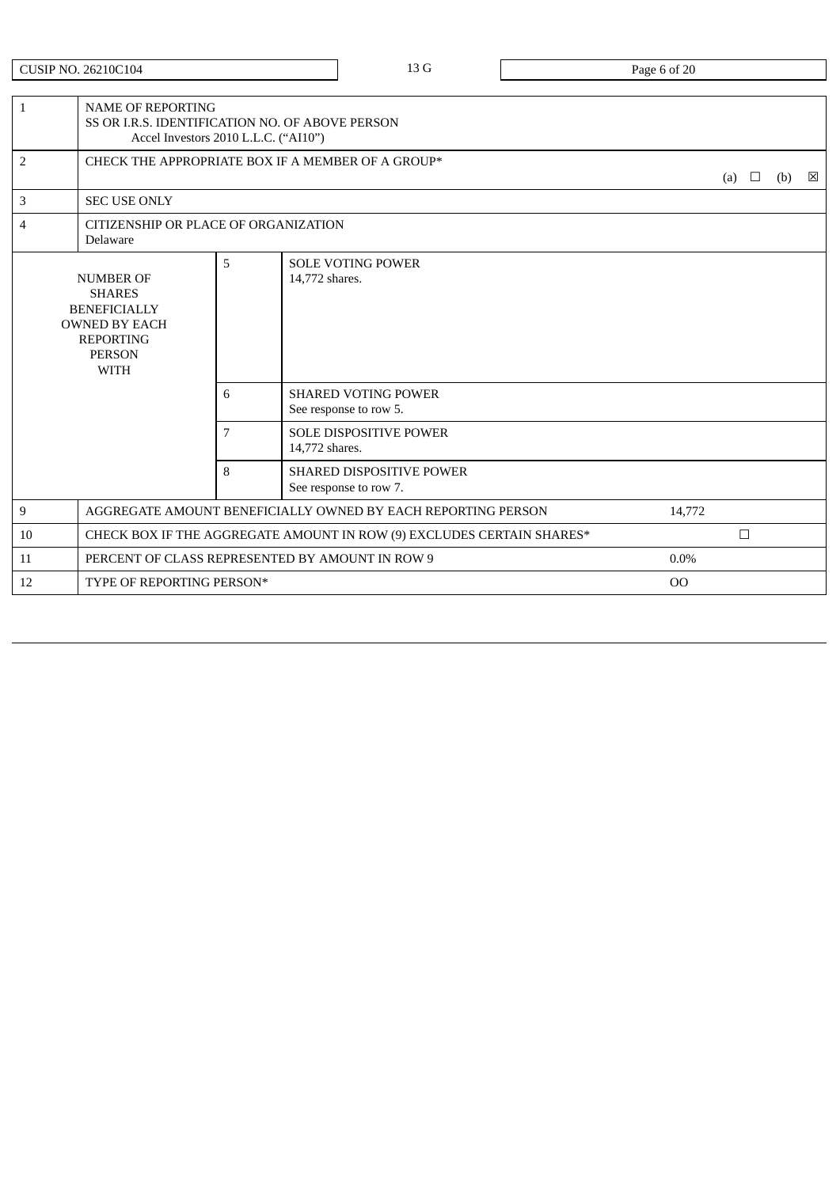| CUSIP NO. 26210C104 | 13 G |
|---|---|

| | | | |
|---|---|---|---|
| 1 | NAME OF REPORTING<br>SS OR I.R.S. IDENTIFICATION NO. OF ABOVE PERSON<br>Accel Investors 2010 L.L.C. (“AI10”) | | |
| 2 | CHECK THE APPROPRIATE BOX IF A MEMBER OF A GROUP* | (a) ☐ (b) ☒ | |
| 3 | SEC USE ONLY | | |
| 4 | CITIZENSHIP OR PLACE OF ORGANIZATION<br>Delaware | | |
| NUMBER OF SHARES BENEFICIALLY OWNED BY EACH REPORTING PERSON WITH | 5 | SOLE VOTING POWER<br>14,772 shares. | |
| | 6 | SHARED VOTING POWER<br>See response to row 5. | |
| | 7 | SOLE DISPOSITIVE POWER<br>14,772 shares. | |
| | 8 | SHARED DISPOSITIVE POWER<br>See response to row 7. | |
| 9 | AGGREGATE AMOUNT BENEFICIALLY OWNED BY EACH REPORTING PERSON | 14,772 | |
| 10 | CHECK BOX IF THE AGGREGATE AMOUNT IN ROW (9) EXCLUDES CERTAIN SHARES* | ☐ | |
| 11 | PERCENT OF CLASS REPRESENTED BY AMOUNT IN ROW 9 | 0.0% | |
| 12 | TYPE OF REPORTING PERSON* | OO | |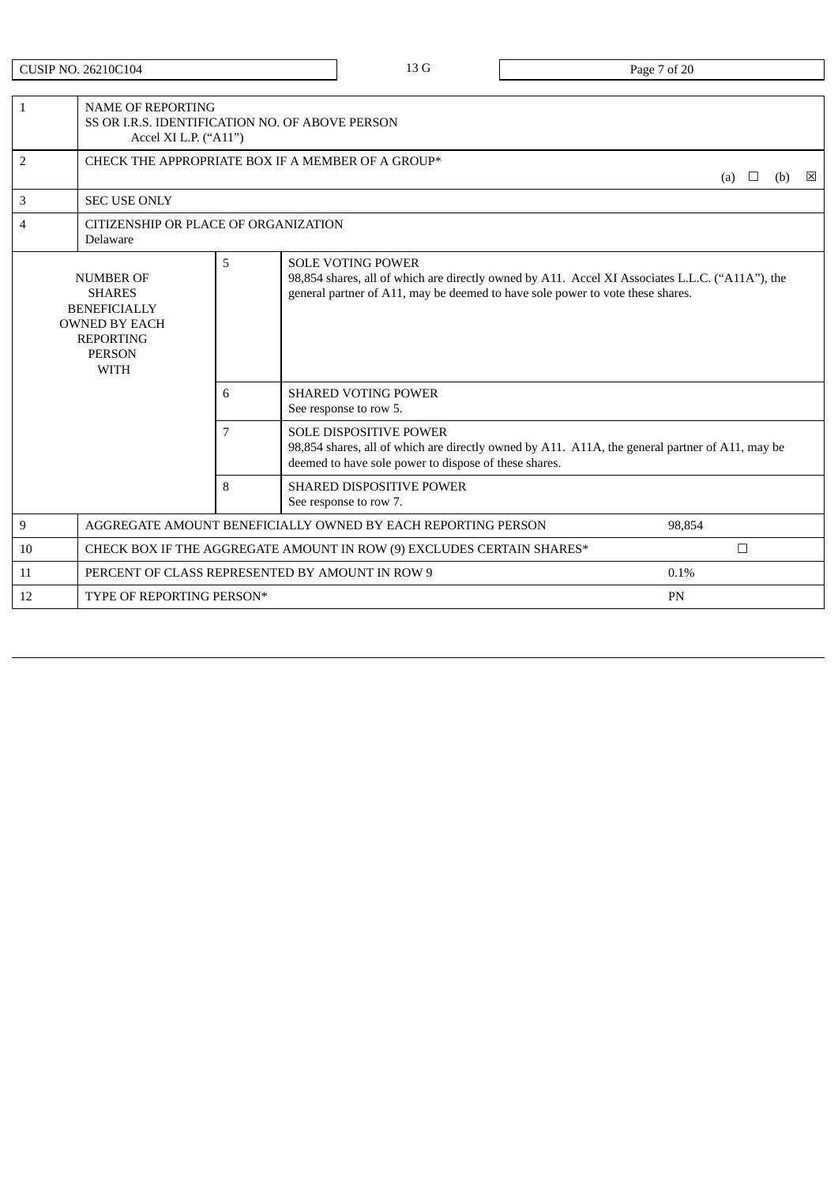| CUSIP NO. 26210C104 | 13 G | |
|---|---|---|

| | | | |
|---|---|---|---|
| 1 | NAME OF REPORTING<br>SS OR I.R.S. IDENTIFICATION NO. OF ABOVE PERSON<br>Accel XI L.P. (“A11”) | | |
| 2 | CHECK THE APPROPRIATE BOX IF A MEMBER OF A GROUP* (a) ☐ (b) ☒ | | |
| 3 | SEC USE ONLY | | |
| 4 | CITIZENSHIP OR PLACE OF ORGANIZATION<br>Delaware | | |
| NUMBER OF SHARES BENEFICIALLY OWNED BY EACH REPORTING PERSON WITH | | 5 | SOLE VOTING POWER<br>98,854 shares, all of which are directly owned by A11. Accel XI Associates L.L.C. (“A11A”), the general partner of A11, may be deemed to have sole power to vote these shares. |
| | | 6 | SHARED VOTING POWER<br>See response to row 5. |
| | | 7 | SOLE DISPOSITIVE POWER<br>98,854 shares, all of which are directly owned by A11. A11A, the general partner of A11, may be deemed to have sole power to dispose of these shares. |
| | | 8 | SHARED DISPOSITIVE POWER<br>See response to row 7. |
| 9 | AGGREGATE AMOUNT BENEFICIALLY OWNED BY EACH REPORTING PERSON | | 98,854 |
| 10 | CHECK BOX IF THE AGGREGATE AMOUNT IN ROW (9) EXCLUDES CERTAIN SHARES* | | ☐ |
| 11 | PERCENT OF CLASS REPRESENTED BY AMOUNT IN ROW 9 | | 0.1% |
| 12 | TYPE OF REPORTING PERSON* | | PN |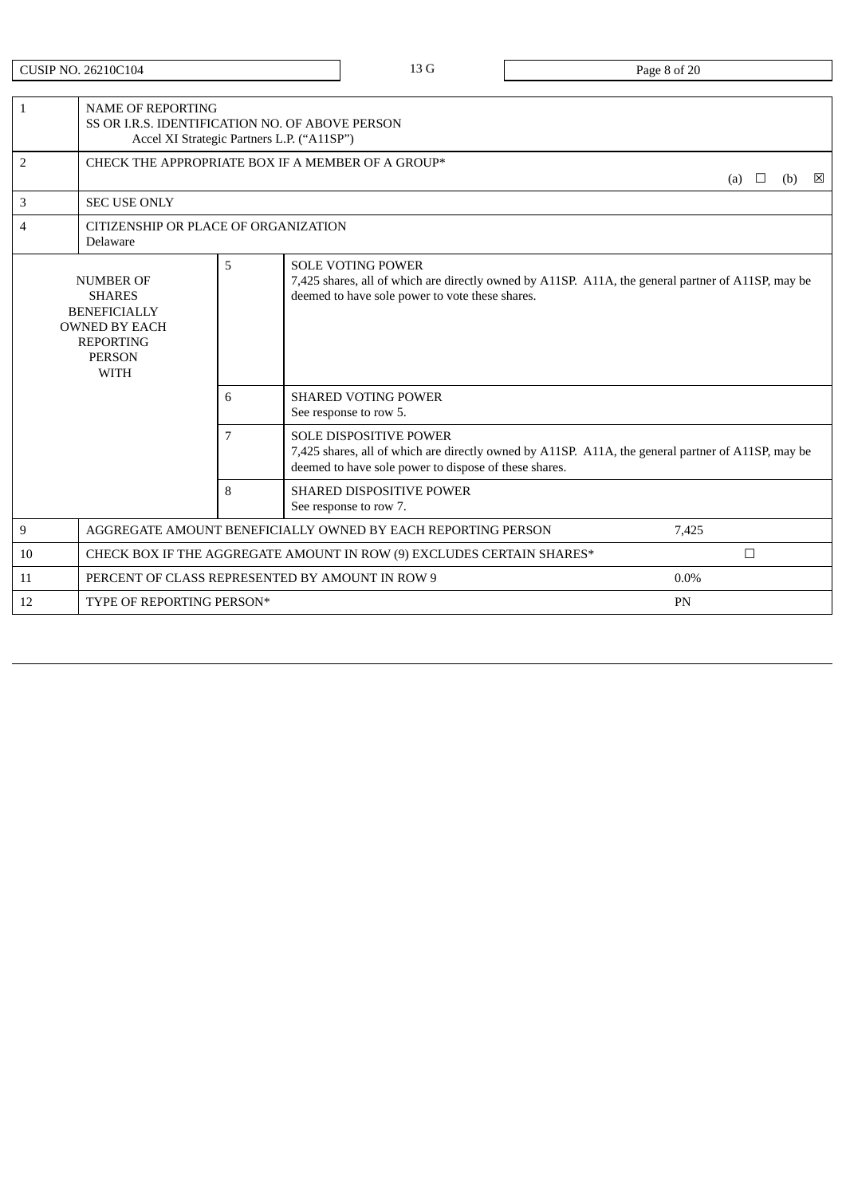| CUSIP NO. 26210C104 | 13 G |
|---|---|

| | | | |
|---|---|---|---|
| 1 | NAME OF REPORTING<br>SS OR I.R.S. IDENTIFICATION NO. OF ABOVE PERSON<br>Accel XI Strategic Partners L.P. ("A11SP") | | |
| 2 | CHECK THE APPROPRIATE BOX IF A MEMBER OF A GROUP* (a) ☐ (b) ☒ | | |
| 3 | SEC USE ONLY | | |
| 4 | CITIZENSHIP OR PLACE OF ORGANIZATION<br>Delaware | | |
| NUMBER OF SHARES BENEFICIALLY OWNED BY EACH REPORTING PERSON WITH | | 5 | SOLE VOTING POWER<br>7,425 shares, all of which are directly owned by A11SP. A11A, the general partner of A11SP, may be deemed to have sole power to vote these shares. |
| | | 6 | SHARED VOTING POWER<br>See response to row 5. |
| | | 7 | SOLE DISPOSITIVE POWER<br>7,425 shares, all of which are directly owned by A11SP. A11A, the general partner of A11SP, may be deemed to have sole power to dispose of these shares. |
| | | 8 | SHARED DISPOSITIVE POWER<br>See response to row 7. |
| 9 | AGGREGATE AMOUNT BENEFICIALLY OWNED BY EACH REPORTING PERSON | | 7,425 |
| 10 | CHECK BOX IF THE AGGREGATE AMOUNT IN ROW (9) EXCLUDES CERTAIN SHARES* | | ☐ |
| 11 | PERCENT OF CLASS REPRESENTED BY AMOUNT IN ROW 9 | | 0.0% |
| 12 | TYPE OF REPORTING PERSON* | | PN |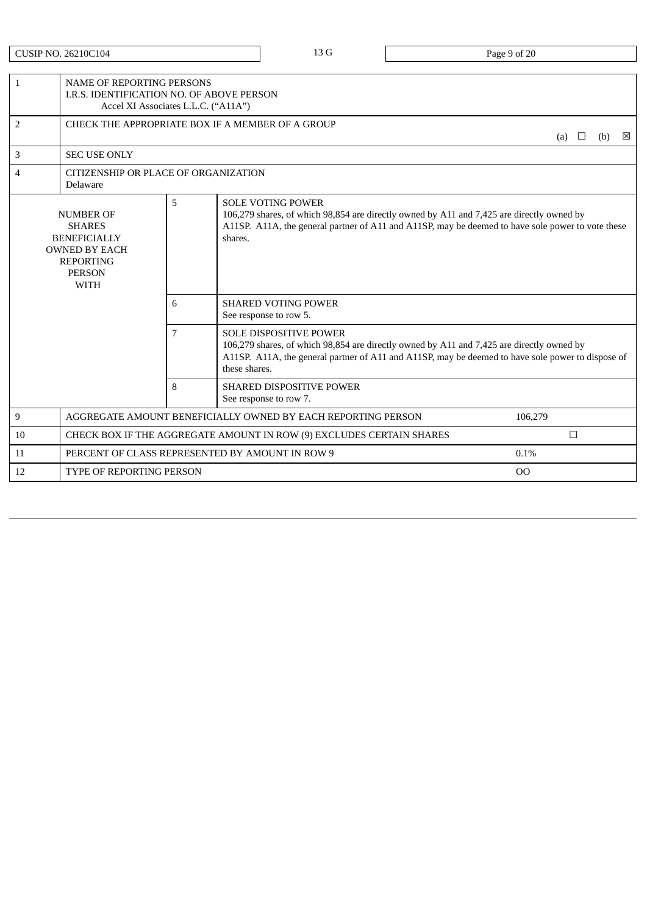| CUSIP NO. 26210C104 | 13 G | |
|---|---|---|

| | | | |
|---|---|---|---|
| 1 | NAME OF REPORTING PERSONS<br>I.R.S. IDENTIFICATION NO. OF ABOVE PERSON<br>Accel XI Associates L.L.C. (“A11A”) | | |
| 2 | CHECK THE APPROPRIATE BOX IF A MEMBER OF A GROUP (a) ☐ (b) ☒ | | |
| 3 | SEC USE ONLY | | |
| 4 | CITIZENSHIP OR PLACE OF ORGANIZATION<br>Delaware | | |
| NUMBER OF SHARES BENEFICIALLY OWNED BY EACH REPORTING PERSON WITH | | 5 | SOLE VOTING POWER<br>106,279 shares, of which 98,854 are directly owned by A11 and 7,425 are directly owned by A11SP. A11A, the general partner of A11 and A11SP, may be deemed to have sole power to vote these shares. |
| | | 6 | SHARED VOTING POWER<br>See response to row 5. |
| | | 7 | SOLE DISPOSITIVE POWER<br>106,279 shares, of which 98,854 are directly owned by A11 and 7,425 are directly owned by A11SP. A11A, the general partner of A11 and A11SP, may be deemed to have sole power to dispose of these shares. |
| | | 8 | SHARED DISPOSITIVE POWER<br>See response to row 7. |
| 9 | AGGREGATE AMOUNT BENEFICIALLY OWNED BY EACH REPORTING PERSON | | 106,279 |
| 10 | CHECK BOX IF THE AGGREGATE AMOUNT IN ROW (9) EXCLUDES CERTAIN SHARES | | ☐ |
| 11 | PERCENT OF CLASS REPRESENTED BY AMOUNT IN ROW 9 | | 0.1% |
| 12 | TYPE OF REPORTING PERSON | | OO |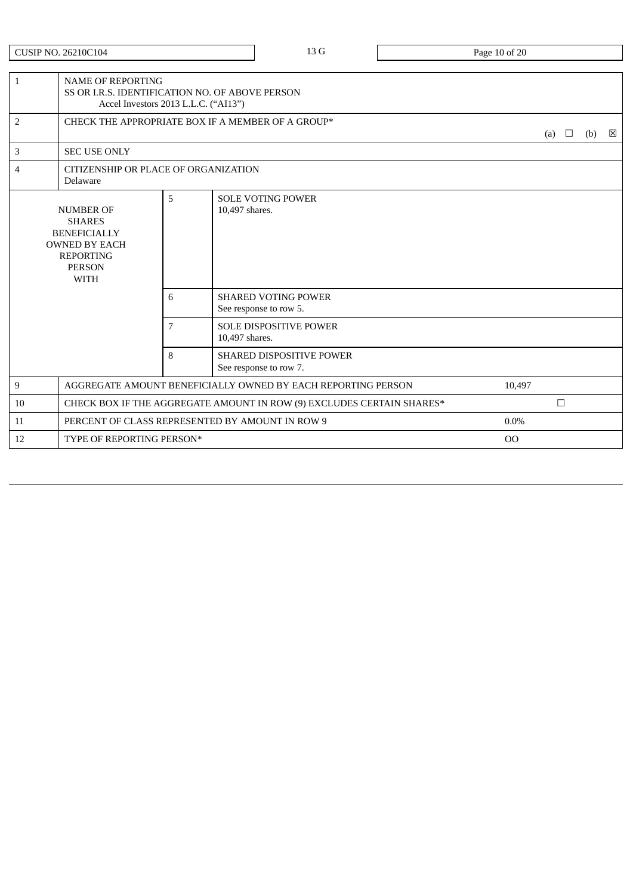| CUSIP NO. 26210C104 | 13 G | |
|---|---|---|

| 1 | NAME OF REPORTING<br>SS OR I.R.S. IDENTIFICATION NO. OF ABOVE PERSON<br>Accel Investors 2013 L.L.C. ("AI13") | | |
|---|---|---|---|
| 2 | CHECK THE APPROPRIATE BOX IF A MEMBER OF A GROUP* | | (a) ☐ (b) ☒ |
| 3 | SEC USE ONLY | | |
| 4 | CITIZENSHIP OR PLACE OF ORGANIZATION<br>Delaware | | |
| NUMBER OF SHARES BENEFICIALLY OWNED BY EACH REPORTING PERSON WITH | 5 | SOLE VOTING POWER<br>10,497 shares. | |
| | 6 | SHARED VOTING POWER<br>See response to row 5. | |
| | 7 | SOLE DISPOSITIVE POWER<br>10,497 shares. | |
| | 8 | SHARED DISPOSITIVE POWER<br>See response to row 7. | |
| 9 | AGGREGATE AMOUNT BENEFICIALLY OWNED BY EACH REPORTING PERSON | | 10,497 |
| 10 | CHECK BOX IF THE AGGREGATE AMOUNT IN ROW (9) EXCLUDES CERTAIN SHARES* | | ☐ |
| 11 | PERCENT OF CLASS REPRESENTED BY AMOUNT IN ROW 9 | | 0.0% |
| 12 | TYPE OF REPORTING PERSON* | | OO |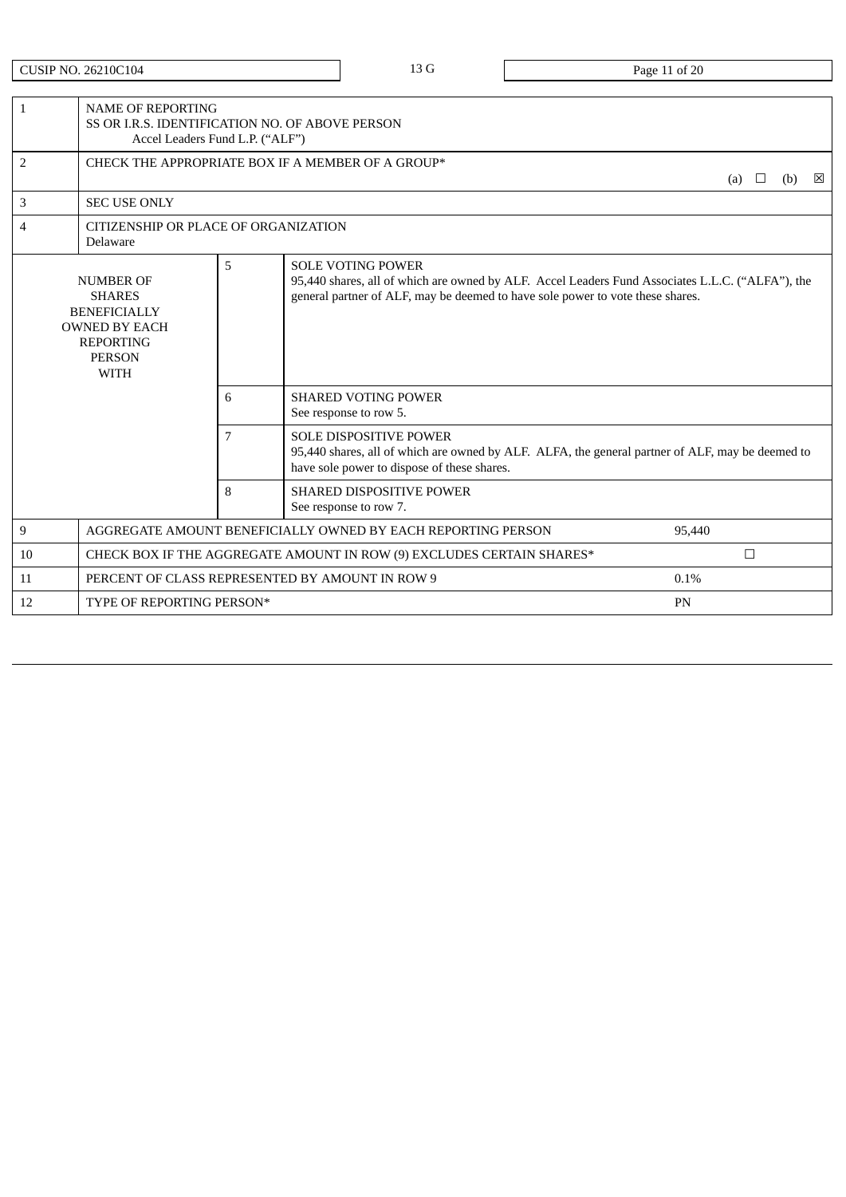CUSIP NO. 26210C104 | 13 G

| | | | |
|---|---|---|---|
| 1 | NAME OF REPORTING<br>SS OR I.R.S. IDENTIFICATION NO. OF ABOVE PERSON<br>Accel Leaders Fund L.P. (“ALF”) | | |
| 2 | CHECK THE APPROPRIATE BOX IF A MEMBER OF A GROUP* (a) ☐ (b) ☒ | | |
| 3 | SEC USE ONLY | | |
| 4 | CITIZENSHIP OR PLACE OF ORGANIZATION<br>Delaware | | |
| NUMBER OF SHARES BENEFICIALLY OWNED BY EACH REPORTING PERSON WITH | | 5 | SOLE VOTING POWER<br>95,440 shares, all of which are owned by ALF. Accel Leaders Fund Associates L.L.C. (“ALFA”), the general partner of ALF, may be deemed to have sole power to vote these shares. |
| | | 6 | SHARED VOTING POWER<br>See response to row 5. |
| | | 7 | SOLE DISPOSITIVE POWER<br>95,440 shares, all of which are owned by ALF. ALFA, the general partner of ALF, may be deemed to have sole power to dispose of these shares. |
| | | 8 | SHARED DISPOSITIVE POWER<br>See response to row 7. |
| 9 | AGGREGATE AMOUNT BENEFICIALLY OWNED BY EACH REPORTING PERSON | | 95,440 |
| 10 | CHECK BOX IF THE AGGREGATE AMOUNT IN ROW (9) EXCLUDES CERTAIN SHARES* | | ☐ |
| 11 | PERCENT OF CLASS REPRESENTED BY AMOUNT IN ROW 9 | | 0.1% |
| 12 | TYPE OF REPORTING PERSON* | | PN |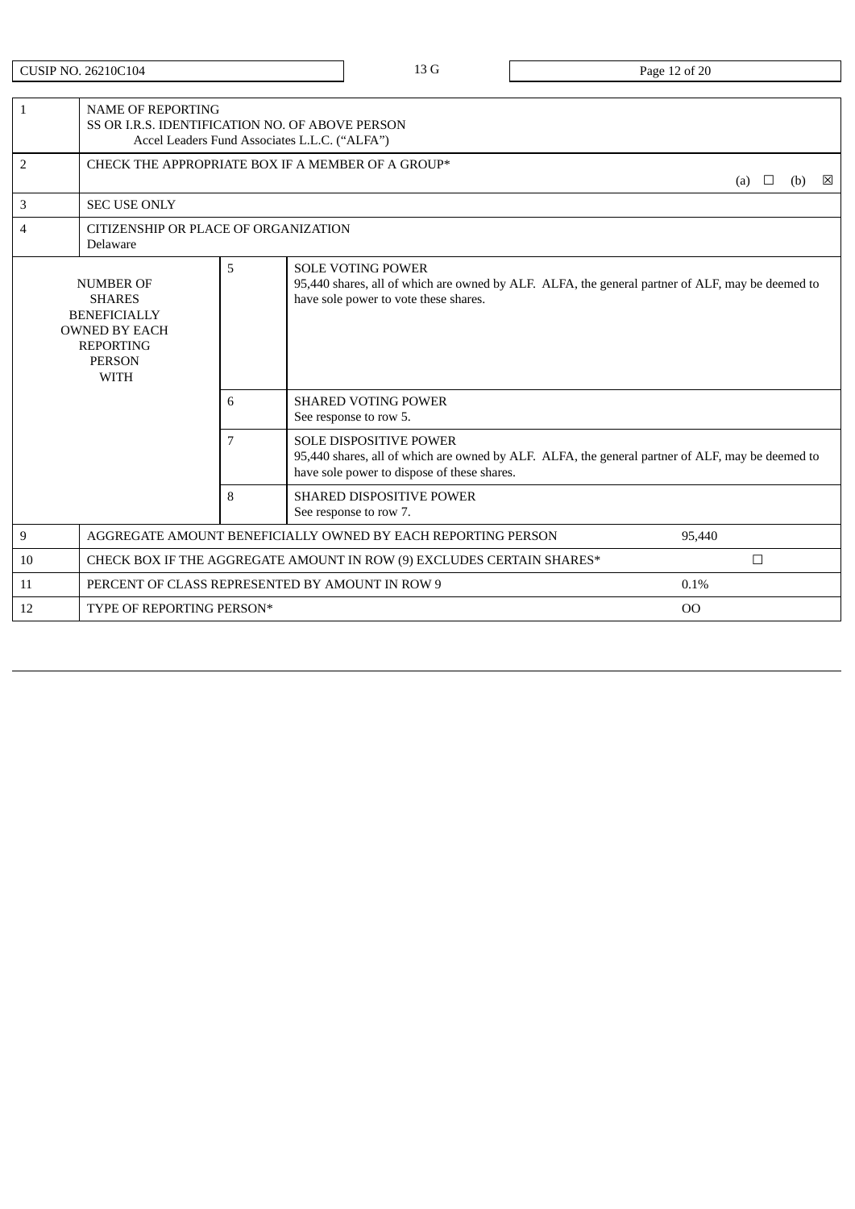| CUSIP NO. 26210C104 | 13 G |
|---|---|

| | | | |
|---|---|---|---|
| 1 | NAME OF REPORTING<br>SS OR I.R.S. IDENTIFICATION NO. OF ABOVE PERSON<br>Accel Leaders Fund Associates L.L.C. (“ALFA”) | | |
| 2 | CHECK THE APPROPRIATE BOX IF A MEMBER OF A GROUP* (a) ☐ (b) ☒ | | |
| 3 | SEC USE ONLY | | |
| 4 | CITIZENSHIP OR PLACE OF ORGANIZATION<br>Delaware | | |
| NUMBER OF SHARES BENEFICIALLY OWNED BY EACH REPORTING PERSON WITH | | 5 | SOLE VOTING POWER<br>95,440 shares, all of which are owned by ALF. ALFA, the general partner of ALF, may be deemed to have sole power to vote these shares. |
| | | 6 | SHARED VOTING POWER<br>See response to row 5. |
| | | 7 | SOLE DISPOSITIVE POWER<br>95,440 shares, all of which are owned by ALF. ALFA, the general partner of ALF, may be deemed to have sole power to dispose of these shares. |
| | | 8 | SHARED DISPOSITIVE POWER<br>See response to row 7. |
| 9 | AGGREGATE AMOUNT BENEFICIALLY OWNED BY EACH REPORTING PERSON | | 95,440 |
| 10 | CHECK BOX IF THE AGGREGATE AMOUNT IN ROW (9) EXCLUDES CERTAIN SHARES* | | ☐ |
| 11 | PERCENT OF CLASS REPRESENTED BY AMOUNT IN ROW 9 | | 0.1% |
| 12 | TYPE OF REPORTING PERSON* | | OO |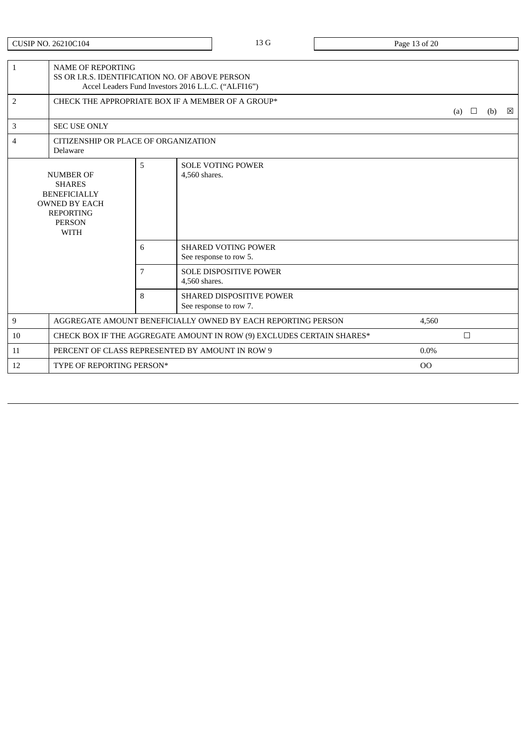CUSIP NO. 26210C104 | 13 G

| | | | |
|---|---|---|---|
| 1 | NAME OF REPORTING<br>SS OR I.R.S. IDENTIFICATION NO. OF ABOVE PERSON<br>Accel Leaders Fund Investors 2016 L.L.C. ("ALFI16") | | |
| 2 | CHECK THE APPROPRIATE BOX IF A MEMBER OF A GROUP* | | (a) ☐ (b) ☒ |
| 3 | SEC USE ONLY | | |
| 4 | CITIZENSHIP OR PLACE OF ORGANIZATION<br>Delaware | | |
| NUMBER OF SHARES BENEFICIALLY OWNED BY EACH REPORTING PERSON WITH | 5 | SOLE VOTING POWER<br>4,560 shares. | |
| | 6 | SHARED VOTING POWER<br>See response to row 5. | |
| | 7 | SOLE DISPOSITIVE POWER<br>4,560 shares. | |
| | 8 | SHARED DISPOSITIVE POWER<br>See response to row 7. | |
| 9 | AGGREGATE AMOUNT BENEFICIALLY OWNED BY EACH REPORTING PERSON | | 4,560 |
| 10 | CHECK BOX IF THE AGGREGATE AMOUNT IN ROW (9) EXCLUDES CERTAIN SHARES* | | ☐ |
| 11 | PERCENT OF CLASS REPRESENTED BY AMOUNT IN ROW 9 | | 0.0% |
| 12 | TYPE OF REPORTING PERSON* | | OO |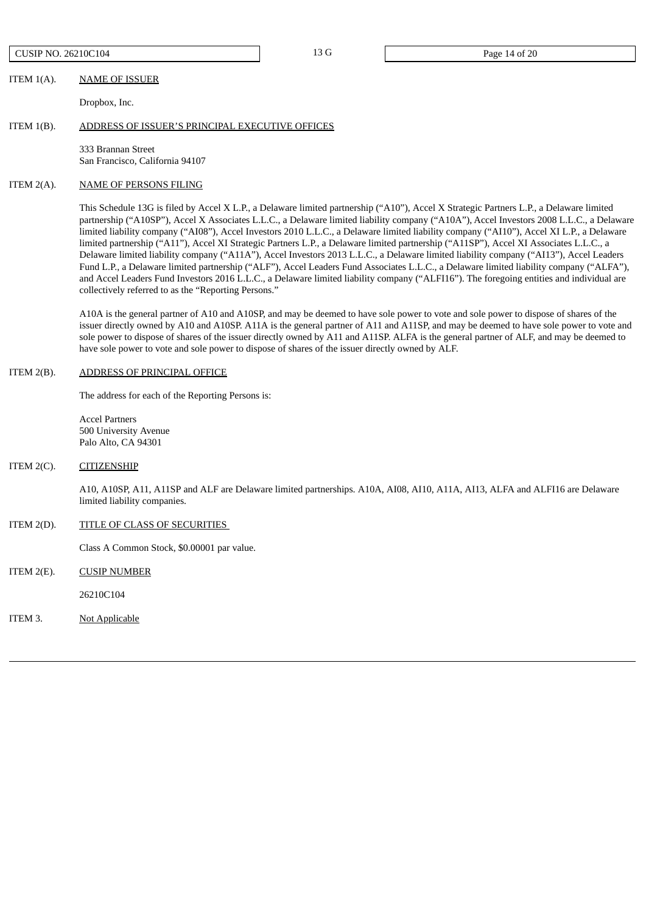ITEM 1(A). NAME OF ISSUER

Dropbox, Inc.

ITEM 1(B). ADDRESS OF ISSUER'S PRINCIPAL EXECUTIVE OFFICES

333 Brannan Street
San Francisco, California 94107

ITEM 2(A). NAME OF PERSONS FILING

This Schedule 13G is filed by Accel X L.P., a Delaware limited partnership ("A10"), Accel X Strategic Partners L.P., a Delaware limited partnership ("A10SP"), Accel X Associates L.L.C., a Delaware limited liability company ("A10A"), Accel Investors 2008 L.L.C., a Delaware limited liability company ("AI08"), Accel Investors 2010 L.L.C., a Delaware limited liability company ("AI10"), Accel XI L.P., a Delaware limited partnership ("A11"), Accel XI Strategic Partners L.P., a Delaware limited partnership ("A11SP"), Accel XI Associates L.L.C., a Delaware limited liability company ("A11A"), Accel Investors 2013 L.L.C., a Delaware limited liability company ("AI13"), Accel Leaders Fund L.P., a Delaware limited partnership ("ALF"), Accel Leaders Fund Associates L.L.C., a Delaware limited liability company ("ALFA"), and Accel Leaders Fund Investors 2016 L.L.C., a Delaware limited liability company ("ALFI16"). The foregoing entities and individual are collectively referred to as the "Reporting Persons."

A10A is the general partner of A10 and A10SP, and may be deemed to have sole power to vote and sole power to dispose of shares of the issuer directly owned by A10 and A10SP. A11A is the general partner of A11 and A11SP, and may be deemed to have sole power to vote and sole power to dispose of shares of the issuer directly owned by A11 and A11SP. ALFA is the general partner of ALF, and may be deemed to have sole power to vote and sole power to dispose of shares of the issuer directly owned by ALF.

ITEM 2(B). ADDRESS OF PRINCIPAL OFFICE

The address for each of the Reporting Persons is:

Accel Partners
500 University Avenue
Palo Alto, CA 94301

ITEM 2(C). CITIZENSHIP

A10, A10SP, A11, A11SP and ALF are Delaware limited partnerships. A10A, AI08, AI10, A11A, AI13, ALFA and ALFI16 are Delaware limited liability companies.

ITEM 2(D). TITLE OF CLASS OF SECURITIES

Class A Common Stock, $0.00001 par value.

ITEM 2(E). CUSIP NUMBER

26210C104

ITEM 3. Not Applicable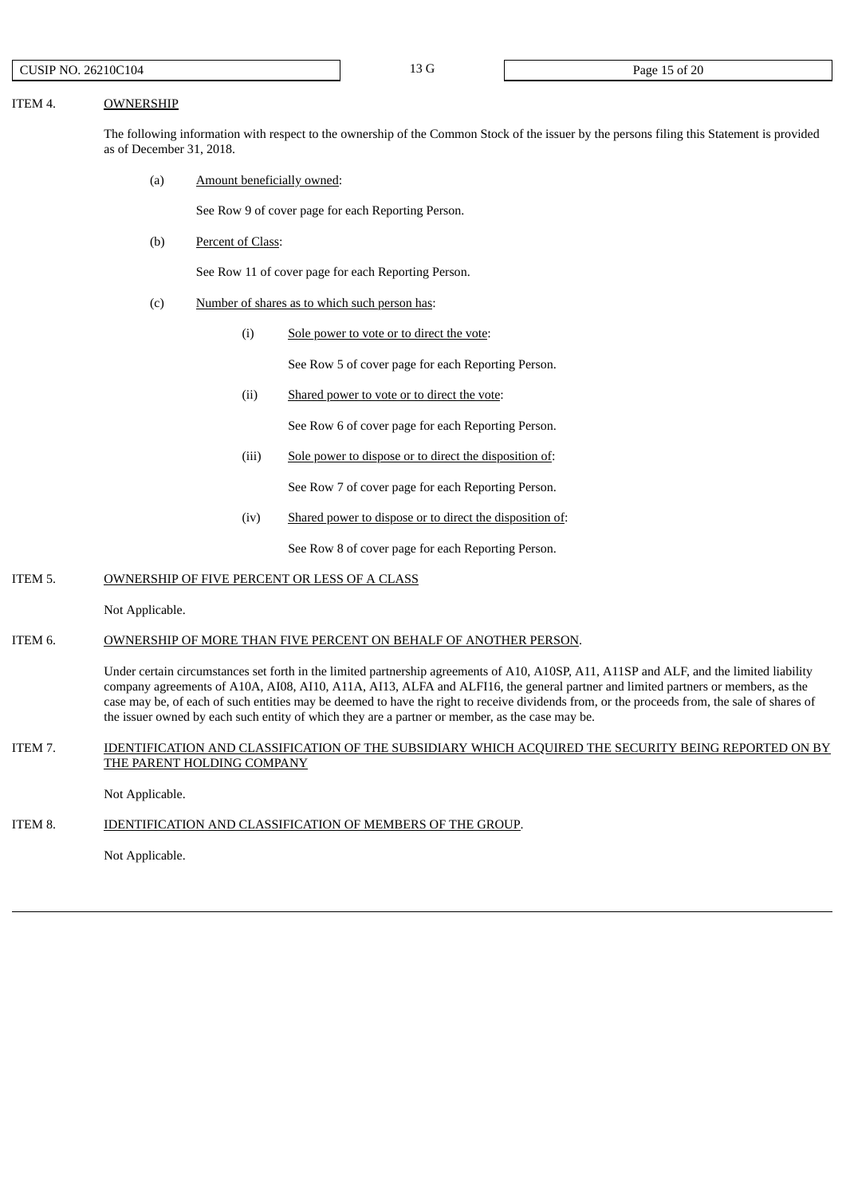ITEM 4. OWNERSHIP

The following information with respect to the ownership of the Common Stock of the issuer by the persons filing this Statement is provided as of December 31, 2018.

(a) Amount beneficially owned:

See Row 9 of cover page for each Reporting Person.

(b) Percent of Class:

See Row 11 of cover page for each Reporting Person.

(c) Number of shares as to which such person has:

(i) Sole power to vote or to direct the vote:

See Row 5 of cover page for each Reporting Person.

(ii) Shared power to vote or to direct the vote:

See Row 6 of cover page for each Reporting Person.

(iii) Sole power to dispose or to direct the disposition of:

See Row 7 of cover page for each Reporting Person.

(iv) Shared power to dispose or to direct the disposition of:

See Row 8 of cover page for each Reporting Person.

ITEM 5. OWNERSHIP OF FIVE PERCENT OR LESS OF A CLASS

Not Applicable.

ITEM 6. OWNERSHIP OF MORE THAN FIVE PERCENT ON BEHALF OF ANOTHER PERSON.

Under certain circumstances set forth in the limited partnership agreements of A10, A10SP, A11, A11SP and ALF, and the limited liability company agreements of A10A, AI08, AI10, A11A, AI13, ALFA and ALFI16, the general partner and limited partners or members, as the case may be, of each of such entities may be deemed to have the right to receive dividends from, or the proceeds from, the sale of shares of the issuer owned by each such entity of which they are a partner or member, as the case may be.

ITEM 7. IDENTIFICATION AND CLASSIFICATION OF THE SUBSIDIARY WHICH ACQUIRED THE SECURITY BEING REPORTED ON BY THE PARENT HOLDING COMPANY

Not Applicable.

ITEM 8. IDENTIFICATION AND CLASSIFICATION OF MEMBERS OF THE GROUP.

Not Applicable.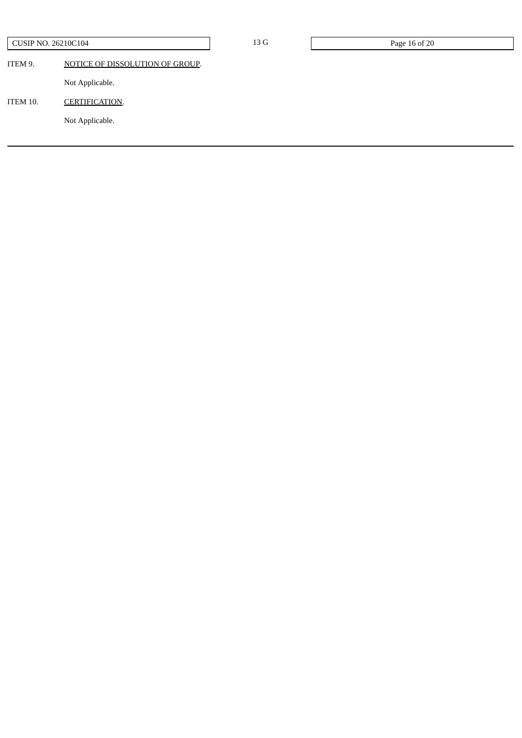ITEM 9. NOTICE OF DISSOLUTION OF GROUP.

Not Applicable.

ITEM 10. CERTIFICATION.

Not Applicable.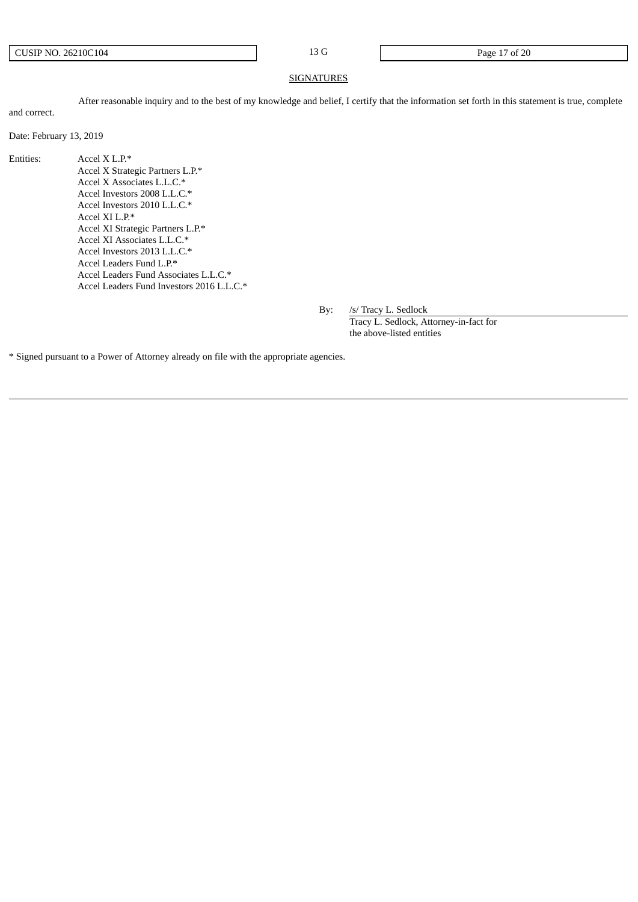## SIGNATURES

After reasonable inquiry and to the best of my knowledge and belief, I certify that the information set forth in this statement is true, complete and correct.

Date: February 13, 2019

Entities:

Accel X L.P.*
Accel X Strategic Partners L.P.*
Accel X Associates L.L.C.*
Accel Investors 2008 L.L.C.*
Accel Investors 2010 L.L.C.*
Accel XI L.P.*
Accel XI Strategic Partners L.P.*
Accel XI Associates L.L.C.*
Accel Investors 2013 L.L.C.*
Accel Leaders Fund L.P.*
Accel Leaders Fund Associates L.L.C.*
Accel Leaders Fund Investors 2016 L.L.C.*

By: /s/ Tracy L. Sedlock
Tracy L. Sedlock, Attorney-in-fact for the above-listed entities

* Signed pursuant to a Power of Attorney already on file with the appropriate agencies.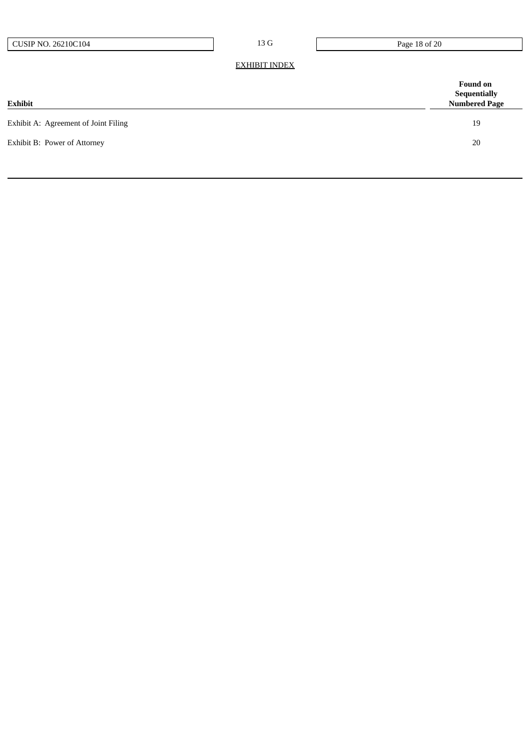EXHIBIT INDEX

| Exhibit | Found on Sequentially Numbered Page |
| --- | --- |
| Exhibit A: Agreement of Joint Filing | 19 |
| Exhibit B: Power of Attorney | 20 |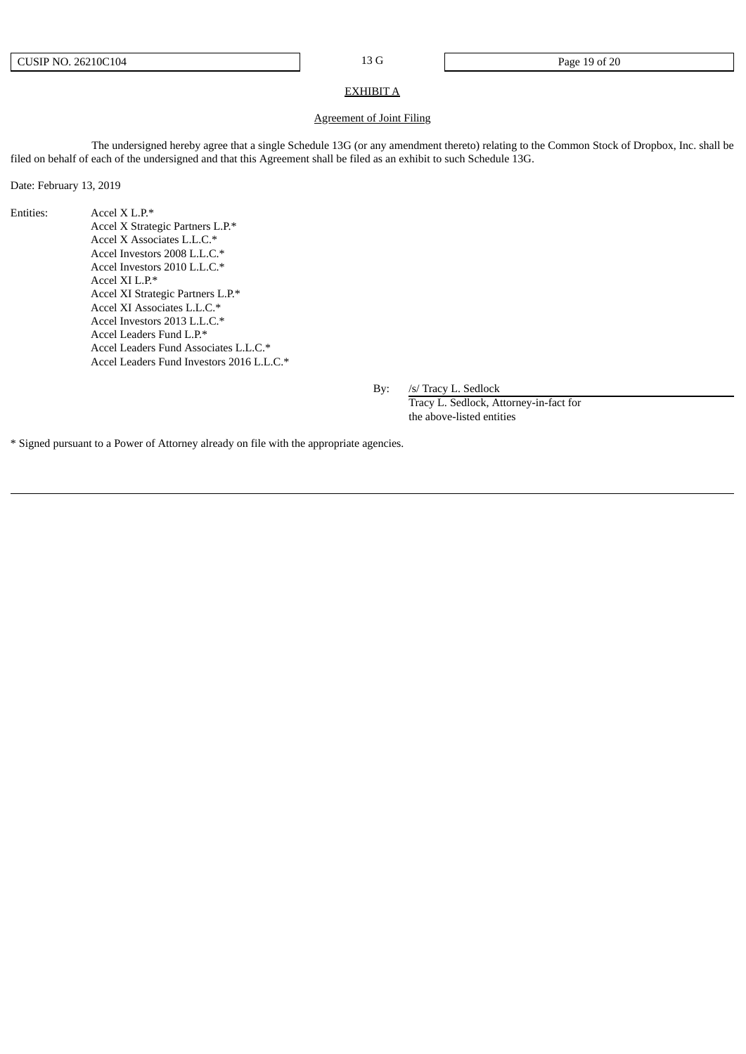## EXHIBIT A

### Agreement of Joint Filing

The undersigned hereby agree that a single Schedule 13G (or any amendment thereto) relating to the Common Stock of Dropbox, Inc. shall be filed on behalf of each of the undersigned and that this Agreement shall be filed as an exhibit to such Schedule 13G.

Date: February 13, 2019

Entities:

Accel X L.P.*
Accel X Strategic Partners L.P.*
Accel X Associates L.L.C.*
Accel Investors 2008 L.L.C.*
Accel Investors 2010 L.L.C.*
Accel XI L.P.*
Accel XI Strategic Partners L.P.*
Accel XI Associates L.L.C.*
Accel Investors 2013 L.L.C.*
Accel Leaders Fund L.P.*
Accel Leaders Fund Associates L.L.C.*
Accel Leaders Fund Investors 2016 L.L.C.*

By: /s/ Tracy L. Sedlock
Tracy L. Sedlock, Attorney-in-fact for the above-listed entities

* Signed pursuant to a Power of Attorney already on file with the appropriate agencies.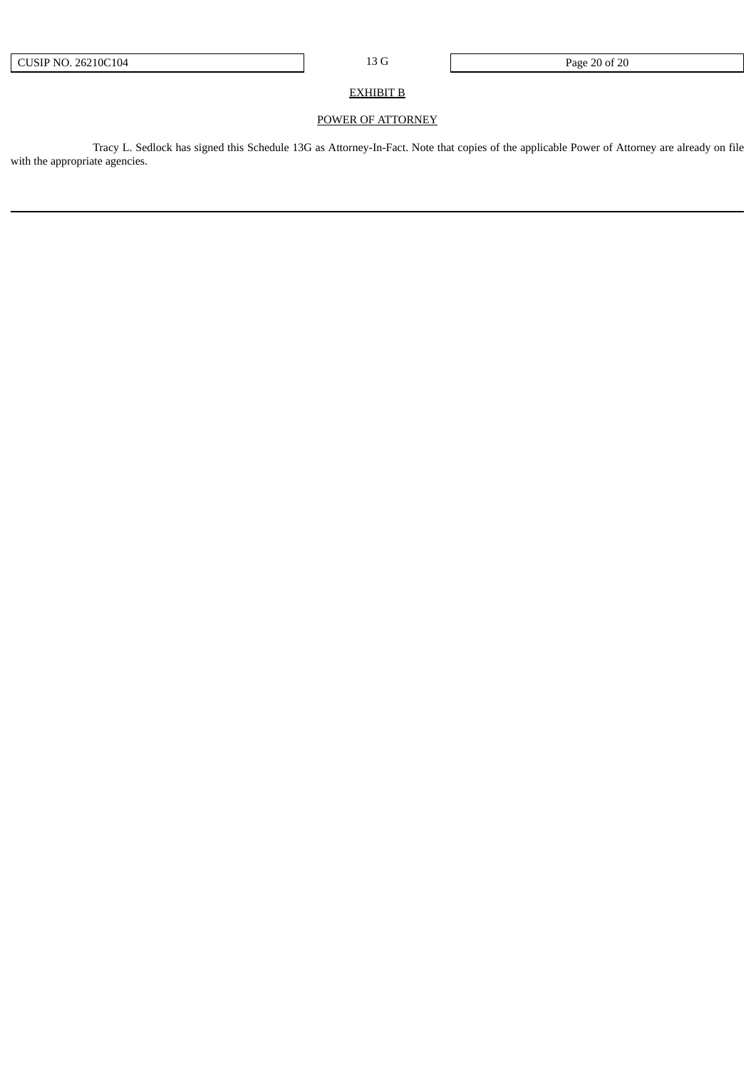EXHIBIT B

POWER OF ATTORNEY

Tracy L. Sedlock has signed this Schedule 13G as Attorney-In-Fact. Note that copies of the applicable Power of Attorney are already on file with the appropriate agencies.